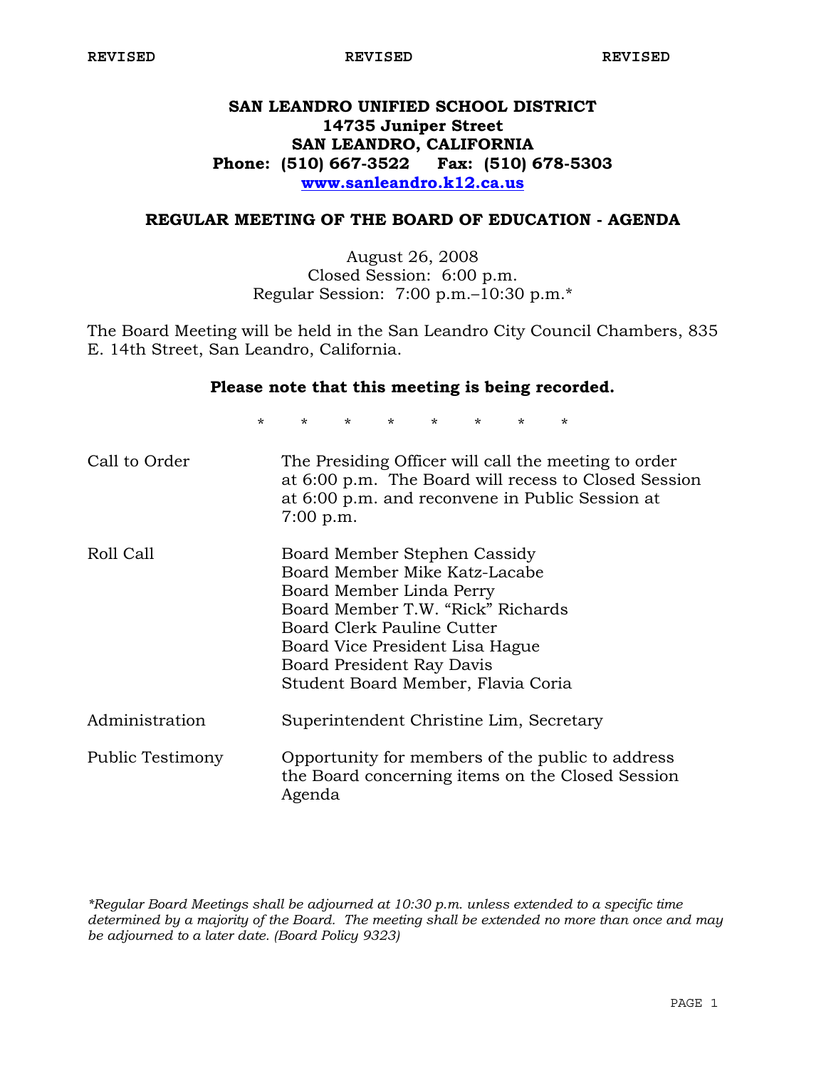REVISED REVISED REVISED

# SAN LEANDRO UNIFIED SCHOOL DISTRICT
**14735 Juniper Street**
**SAN LEANDRO, CALIFORNIA**
**Phone: (510) 667-3522 Fax: (510) 678-5303**
**www.sanleandro.k12.ca.us**

## REGULAR MEETING OF THE BOARD OF EDUCATION - AGENDA

August 26, 2008
Closed Session: 6:00 p.m.
Regular Session: 7:00 p.m.–10:30 p.m.*

The Board Meeting will be held in the San Leandro City Council Chambers, 835 E. 14th Street, San Leandro, California.

**Please note that this meeting is being recorded.**

\* \* \* \* \* \* \* \*

| | |
|---|---|
| Call to Order | The Presiding Officer will call the meeting to order at 6:00 p.m. The Board will recess to Closed Session at 6:00 p.m. and reconvene in Public Session at 7:00 p.m. |
| Roll Call | Board Member Stephen Cassidy<br>Board Member Mike Katz-Lacabe<br>Board Member Linda Perry<br>Board Member T.W. "Rick" Richards<br>Board Clerk Pauline Cutter<br>Board Vice President Lisa Hague<br>Board President Ray Davis<br>Student Board Member, Flavia Coria |
| Administration | Superintendent Christine Lim, Secretary |
| Public Testimony | Opportunity for members of the public to address the Board concerning items on the Closed Session Agenda |

*\*Regular Board Meetings shall be adjourned at 10:30 p.m. unless extended to a specific time determined by a majority of the Board. The meeting shall be extended no more than once and may be adjourned to a later date. (Board Policy 9323)*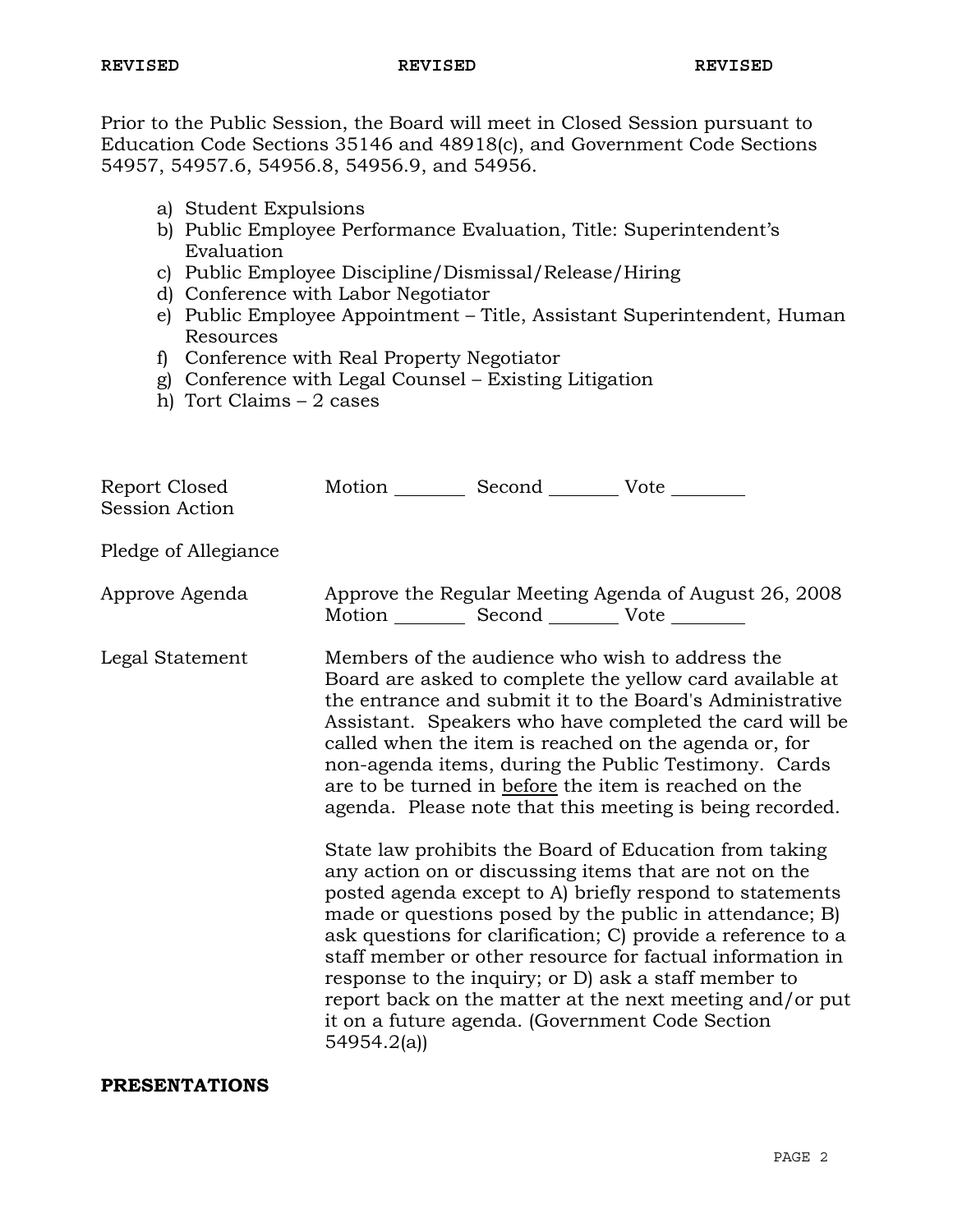**REVISED** **REVISED** **REVISED**

Prior to the Public Session, the Board will meet in Closed Session pursuant to Education Code Sections 35146 and 48918(c), and Government Code Sections 54957, 54957.6, 54956.8, 54956.9, and 54956.

a) Student Expulsions
b) Public Employee Performance Evaluation, Title: Superintendent's Evaluation
c) Public Employee Discipline/Dismissal/Release/Hiring
d) Conference with Labor Negotiator
e) Public Employee Appointment – Title, Assistant Superintendent, Human Resources
f) Conference with Real Property Negotiator
g) Conference with Legal Counsel – Existing Litigation
h) Tort Claims – 2 cases

| | |
|---|---|
| Report Closed Session Action | Motion ________ Second ________ Vote ________ |
| Pledge of Allegiance | |
| Approve Agenda | Approve the Regular Meeting Agenda of August 26, 2008<br>Motion ________ Second ________ Vote ________ |
| Legal Statement | Members of the audience who wish to address the Board are asked to complete the yellow card available at the entrance and submit it to the Board's Administrative Assistant. Speakers who have completed the card will be called when the item is reached on the agenda or, for non-agenda items, during the Public Testimony. Cards are to be turned in <u>before</u> the item is reached on the agenda. Please note that this meeting is being recorded.<br><br>State law prohibits the Board of Education from taking any action on or discussing items that are not on the posted agenda except to A) briefly respond to statements made or questions posed by the public in attendance; B) ask questions for clarification; C) provide a reference to a staff member or other resource for factual information in response to the inquiry; or D) ask a staff member to report back on the matter at the next meeting and/or put it on a future agenda. (Government Code Section 54954.2(a)) |

**PRESENTATIONS**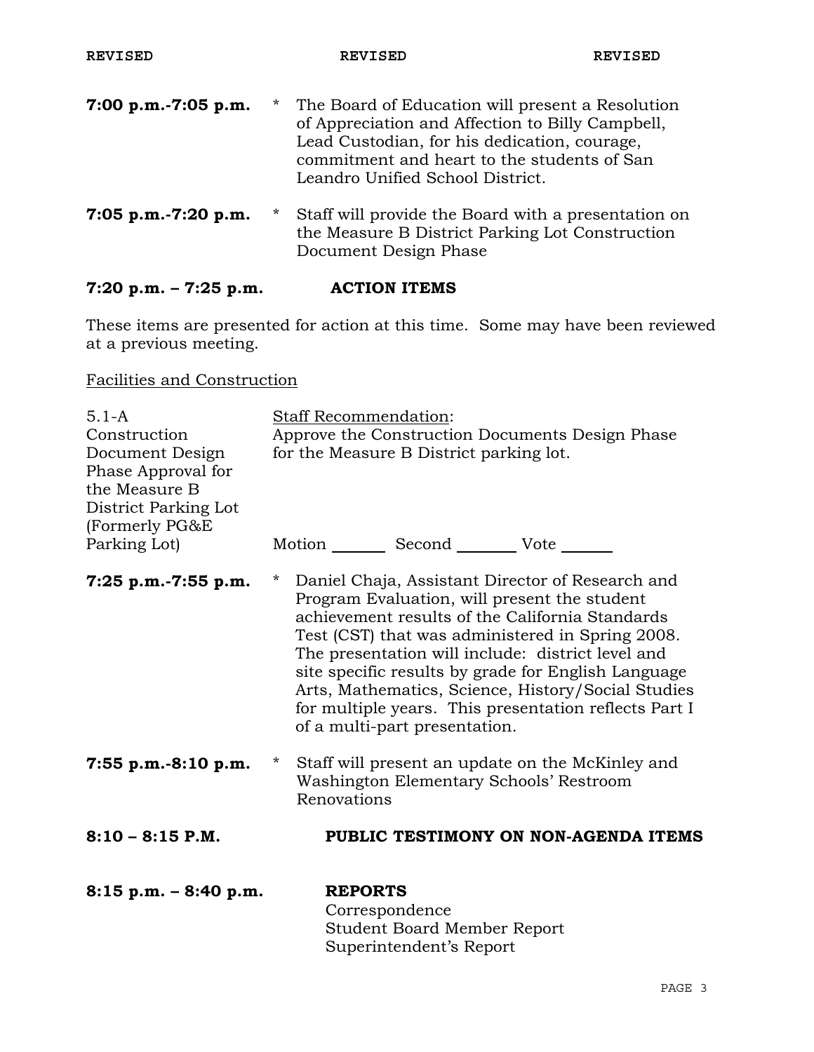**REVISED** **REVISED** **REVISED**

**7:00 p.m.-7:05 p.m.** * The Board of Education will present a Resolution of Appreciation and Affection to Billy Campbell, Lead Custodian, for his dedication, courage, commitment and heart to the students of San Leandro Unified School District.

**7:05 p.m.-7:20 p.m.** * Staff will provide the Board with a presentation on the Measure B District Parking Lot Construction Document Design Phase

## 7:20 p.m. – 7:25 p.m. ACTION ITEMS

These items are presented for action at this time. Some may have been reviewed at a previous meeting.

Facilities and Construction

5.1-A Construction Document Design Phase Approval for the Measure B District Parking Lot (Formerly PG&E Parking Lot)

Staff Recommendation:
Approve the Construction Documents Design Phase for the Measure B District parking lot.

Motion _______ Second _______ Vote _______

**7:25 p.m.-7:55 p.m.** * Daniel Chaja, Assistant Director of Research and Program Evaluation, will present the student achievement results of the California Standards Test (CST) that was administered in Spring 2008. The presentation will include: district level and site specific results by grade for English Language Arts, Mathematics, Science, History/Social Studies for multiple years. This presentation reflects Part I of a multi-part presentation.

**7:55 p.m.-8:10 p.m.** * Staff will present an update on the McKinley and Washington Elementary Schools' Restroom Renovations

## 8:10 – 8:15 P.M. PUBLIC TESTIMONY ON NON-AGENDA ITEMS

## 8:15 p.m. – 8:40 p.m. REPORTS

Correspondence
Student Board Member Report
Superintendent's Report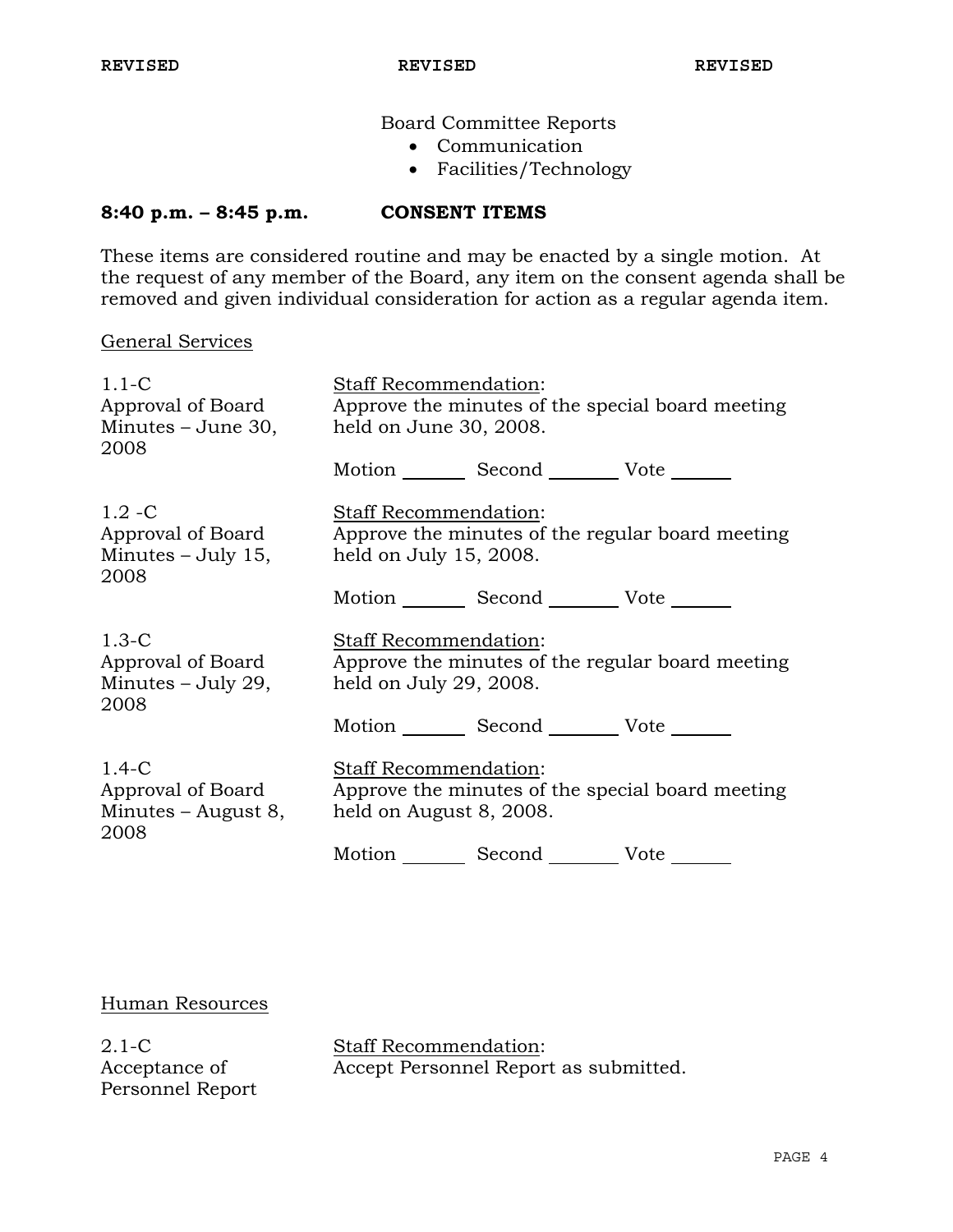REVISED REVISED REVISED

Board Committee Reports

- Communication
- Facilities/Technology

**8:40 p.m. – 8:45 p.m. CONSENT ITEMS**

These items are considered routine and may be enacted by a single motion. At the request of any member of the Board, any item on the consent agenda shall be removed and given individual consideration for action as a regular agenda item.

General Services

1.1-C
Approval of Board Minutes – June 30, 2008

Staff Recommendation:
Approve the minutes of the special board meeting held on June 30, 2008.

Motion _______ Second _______ Vote _______

1.2 -C
Approval of Board Minutes – July 15, 2008

Staff Recommendation:
Approve the minutes of the regular board meeting held on July 15, 2008.

Motion _______ Second _______ Vote _______

1.3-C
Approval of Board Minutes – July 29, 2008

Staff Recommendation:
Approve the minutes of the regular board meeting held on July 29, 2008.

Motion _______ Second _______ Vote _______

1.4-C
Approval of Board Minutes – August 8, 2008

Staff Recommendation:
Approve the minutes of the special board meeting held on August 8, 2008.

Motion _______ Second _______ Vote _______

Human Resources

2.1-C
Acceptance of Personnel Report

Staff Recommendation:
Accept Personnel Report as submitted.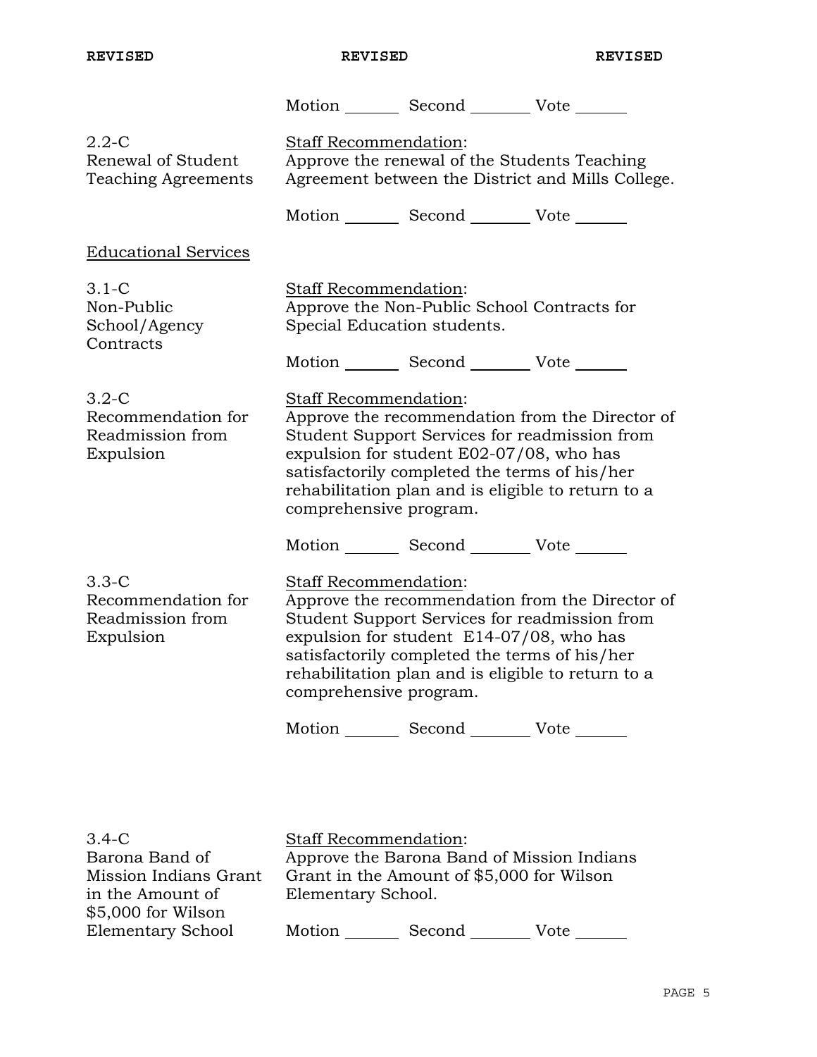Motion _______ Second _______ Vote _______

**2.2-C**
**Renewal of Student Teaching Agreements**

Staff Recommendation:
Approve the renewal of the Students Teaching Agreement between the District and Mills College.

Motion _______ Second _______ Vote _______

## Educational Services

**3.1-C**
**Non-Public School/Agency Contracts**

Staff Recommendation:
Approve the Non-Public School Contracts for Special Education students.

Motion _______ Second _______ Vote _______

**3.2-C**
**Recommendation for Readmission from Expulsion**

Staff Recommendation:
Approve the recommendation from the Director of Student Support Services for readmission from expulsion for student E02-07/08, who has satisfactorily completed the terms of his/her rehabilitation plan and is eligible to return to a comprehensive program.

Motion _______ Second _______ Vote _______

**3.3-C**
**Recommendation for Readmission from Expulsion**

Staff Recommendation:
Approve the recommendation from the Director of Student Support Services for readmission from expulsion for student E14-07/08, who has satisfactorily completed the terms of his/her rehabilitation plan and is eligible to return to a comprehensive program.

Motion _______ Second _______ Vote _______

**3.4-C**
**Barona Band of Mission Indians Grant in the Amount of $5,000 for Wilson Elementary School**

Staff Recommendation:
Approve the Barona Band of Mission Indians Grant in the Amount of $5,000 for Wilson Elementary School.

Motion _______ Second _______ Vote _______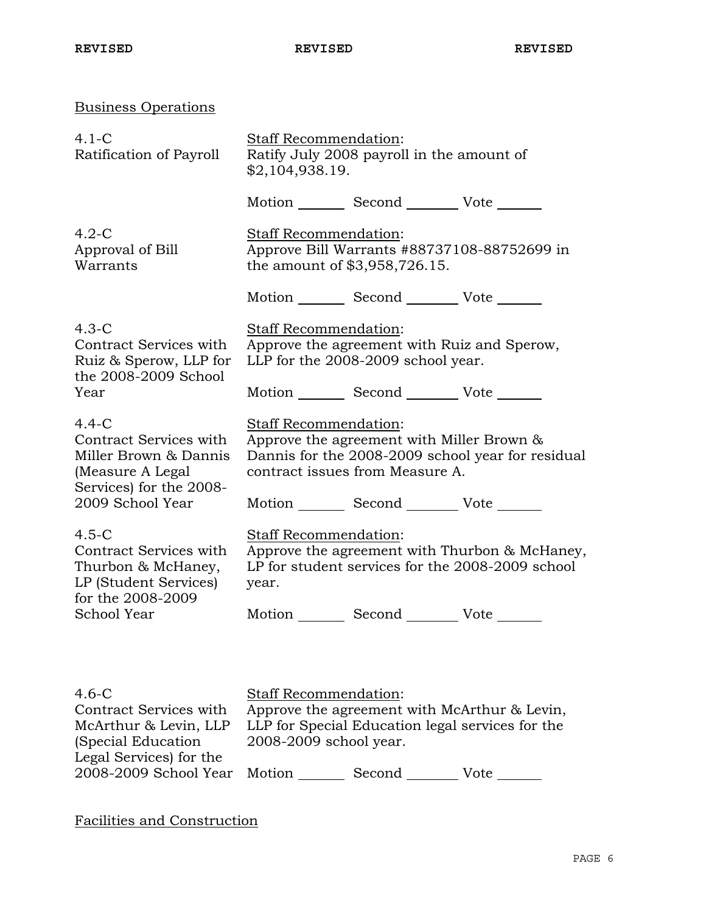REVISED REVISED REVISED

Business Operations

| | |
|---|---|
| 4.1-C<br>Ratification of Payroll | Staff Recommendation:<br>Ratify July 2008 payroll in the amount of $2,104,938.19.<br><br>Motion _______ Second _______ Vote _______ |
| 4.2-C<br>Approval of Bill Warrants | Staff Recommendation:<br>Approve Bill Warrants #88737108-88752699 in the amount of $3,958,726.15.<br><br>Motion _______ Second _______ Vote _______ |
| 4.3-C<br>Contract Services with Ruiz & Sperow, LLP for the 2008-2009 School Year | Staff Recommendation:<br>Approve the agreement with Ruiz and Sperow, LLP for the 2008-2009 school year.<br><br>Motion _______ Second _______ Vote _______ |
| 4.4-C<br>Contract Services with Miller Brown & Dannis (Measure A Legal Services) for the 2008-2009 School Year | Staff Recommendation:<br>Approve the agreement with Miller Brown & Dannis for the 2008-2009 school year for residual contract issues from Measure A.<br><br>Motion _______ Second _______ Vote _______ |
| 4.5-C<br>Contract Services with Thurbon & McHaney, LP (Student Services) for the 2008-2009 School Year | Staff Recommendation:<br>Approve the agreement with Thurbon & McHaney, LP for student services for the 2008-2009 school year.<br><br>Motion _______ Second _______ Vote _______ |
| 4.6-C<br>Contract Services with McArthur & Levin, LLP (Special Education Legal Services) for the 2008-2009 School Year | Staff Recommendation:<br>Approve the agreement with McArthur & Levin, LLP for Special Education legal services for the 2008-2009 school year.<br><br>Motion _______ Second _______ Vote _______ |

Facilities and Construction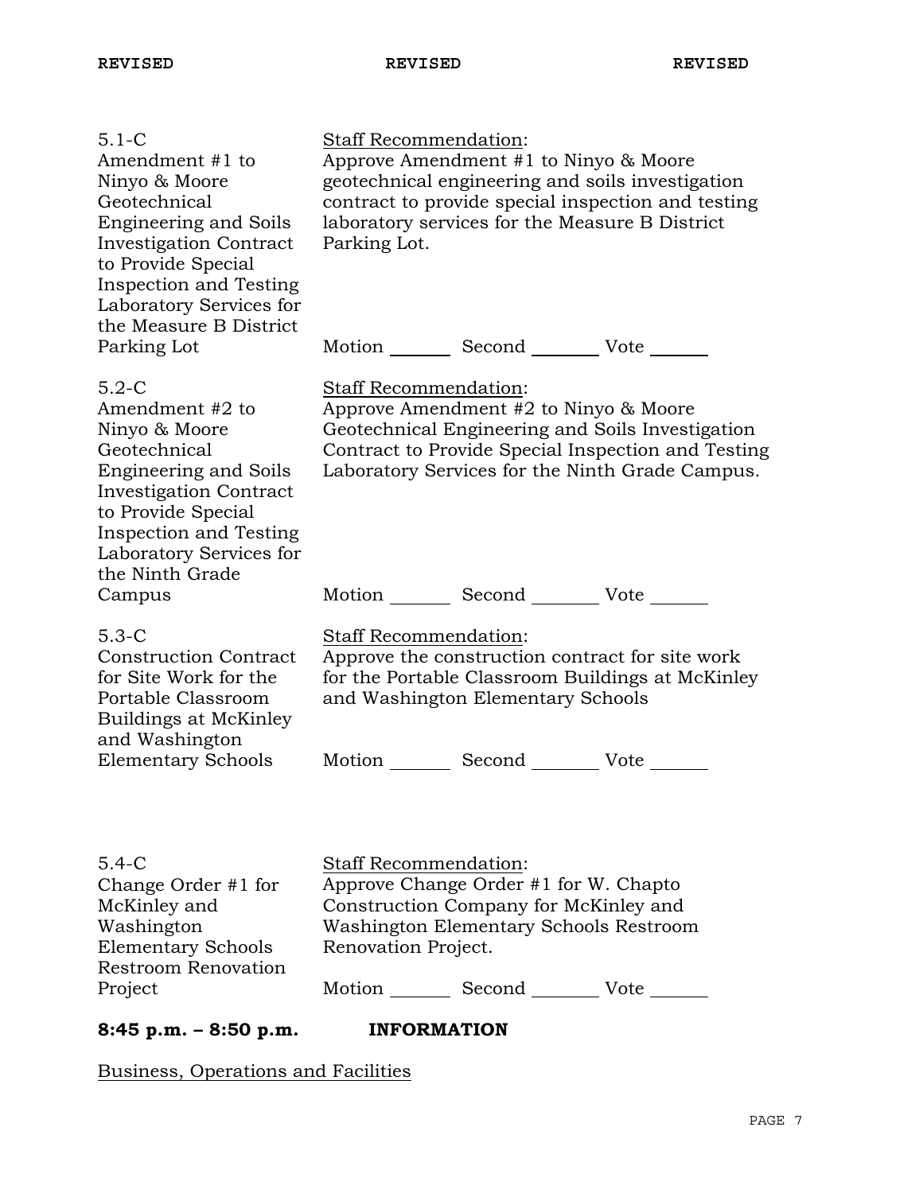**REVISED** **REVISED** **REVISED**

| | |
|---|---|
| 5.1-C<br>Amendment #1 to Ninyo & Moore Geotechnical Engineering and Soils Investigation Contract to Provide Special Inspection and Testing Laboratory Services for the Measure B District Parking Lot | Staff Recommendation:<br>Approve Amendment #1 to Ninyo & Moore geotechnical engineering and soils investigation contract to provide special inspection and testing laboratory services for the Measure B District Parking Lot.<br><br>Motion _______ Second _______ Vote _______ |
| 5.2-C<br>Amendment #2 to Ninyo & Moore Geotechnical Engineering and Soils Investigation Contract to Provide Special Inspection and Testing Laboratory Services for the Ninth Grade Campus | Staff Recommendation:<br>Approve Amendment #2 to Ninyo & Moore Geotechnical Engineering and Soils Investigation Contract to Provide Special Inspection and Testing Laboratory Services for the Ninth Grade Campus.<br><br>Motion _______ Second _______ Vote _______ |
| 5.3-C<br>Construction Contract for Site Work for the Portable Classroom Buildings at McKinley and Washington Elementary Schools | Staff Recommendation:<br>Approve the construction contract for site work for the Portable Classroom Buildings at McKinley and Washington Elementary Schools<br><br>Motion _______ Second _______ Vote _______ |
| 5.4-C<br>Change Order #1 for McKinley and Washington Elementary Schools Restroom Renovation Project | Staff Recommendation:<br>Approve Change Order #1 for W. Chapto Construction Company for McKinley and Washington Elementary Schools Restroom Renovation Project.<br><br>Motion _______ Second _______ Vote _______ |

**8:45 p.m. – 8:50 p.m.** **INFORMATION**

Business, Operations and Facilities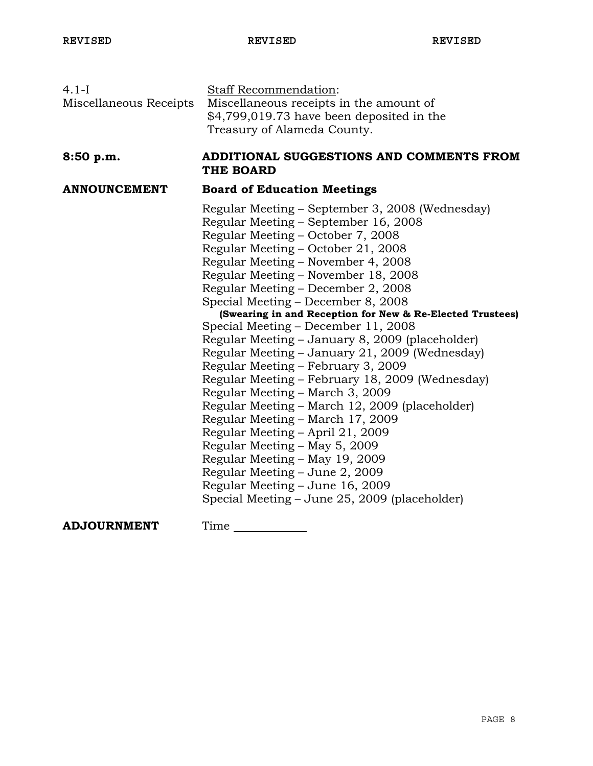REVISED REVISED REVISED

4.1-I
Miscellaneous Receipts

Staff Recommendation:
Miscellaneous receipts in the amount of $4,799,019.73 have been deposited in the Treasury of Alameda County.

**8:50 p.m.** **ADDITIONAL SUGGESTIONS AND COMMENTS FROM THE BOARD**

**ANNOUNCEMENT** **Board of Education Meetings**

Regular Meeting – September 3, 2008 (Wednesday)
Regular Meeting – September 16, 2008
Regular Meeting – October 7, 2008
Regular Meeting – October 21, 2008
Regular Meeting – November 4, 2008
Regular Meeting – November 18, 2008
Regular Meeting – December 2, 2008
Special Meeting – December 8, 2008
**(Swearing in and Reception for New & Re-Elected Trustees)**
Special Meeting – December 11, 2008
Regular Meeting – January 8, 2009 (placeholder)
Regular Meeting – January 21, 2009 (Wednesday)
Regular Meeting – February 3, 2009
Regular Meeting – February 18, 2009 (Wednesday)
Regular Meeting – March 3, 2009
Regular Meeting – March 12, 2009 (placeholder)
Regular Meeting – March 17, 2009
Regular Meeting – April 21, 2009
Regular Meeting – May 5, 2009
Regular Meeting – May 19, 2009
Regular Meeting – June 2, 2009
Regular Meeting – June 16, 2009
Special Meeting – June 25, 2009 (placeholder)

**ADJOURNMENT** Time ____________